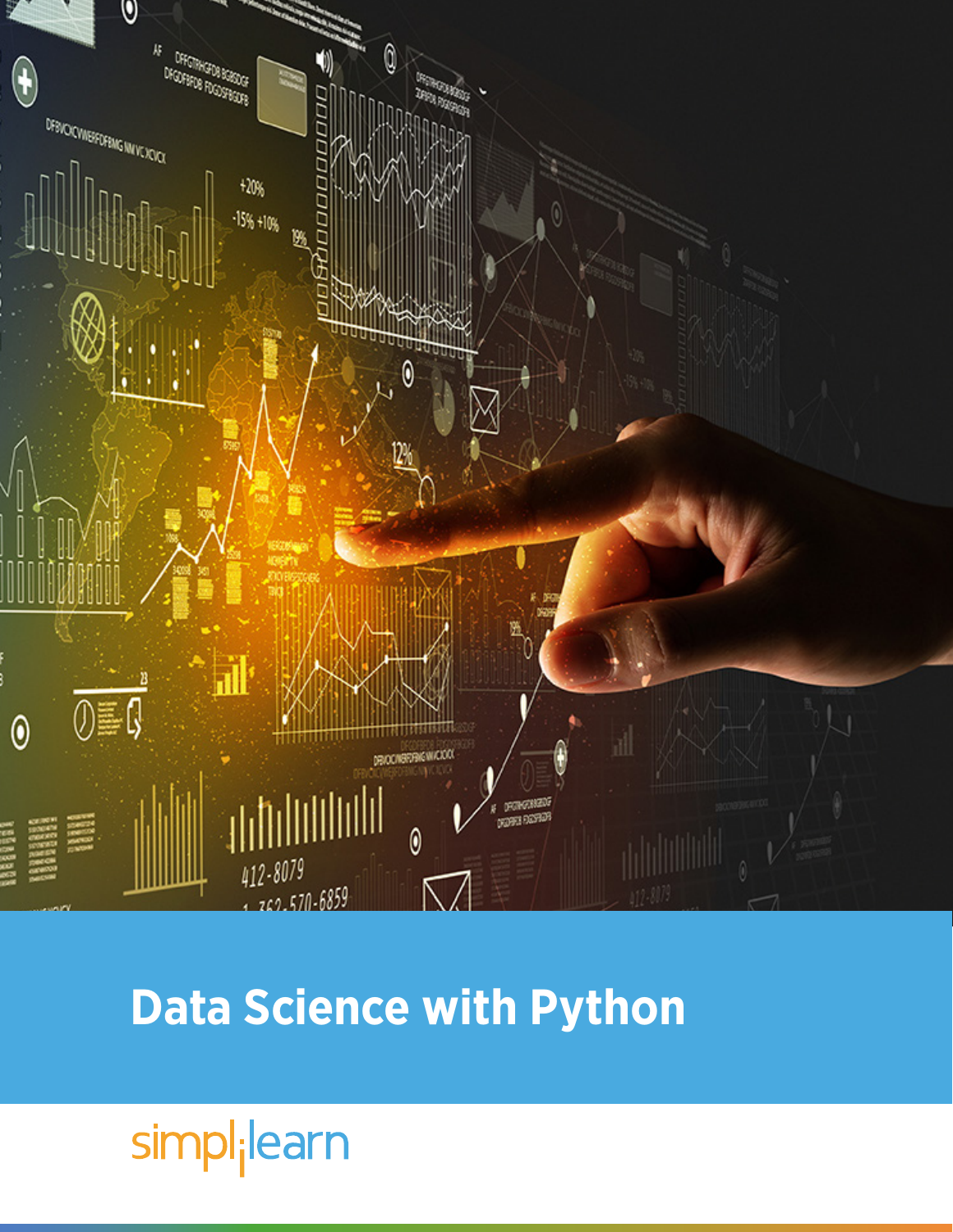# Data Science with Python

simplilearn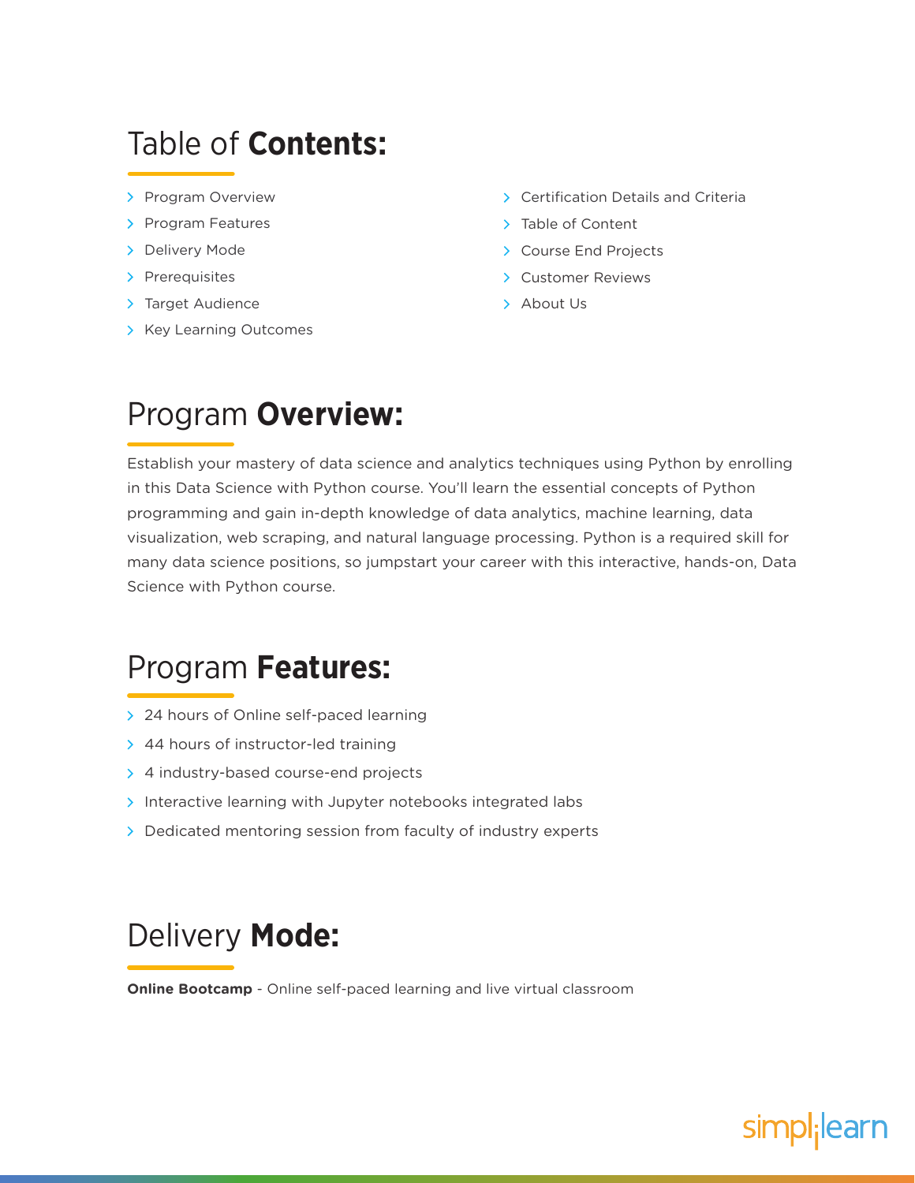# Table of **Contents:**

- Program Overview
- Program Features
- Delivery Mode
- Prerequisites
- Target Audience
- Key Learning Outcomes
- Certification Details and Criteria
- Table of Content
- Course End Projects
- Customer Reviews
- About Us

# Program **Overview:**

Establish your mastery of data science and analytics techniques using Python by enrolling in this Data Science with Python course. You'll learn the essential concepts of Python programming and gain in-depth knowledge of data analytics, machine learning, data visualization, web scraping, and natural language processing. Python is a required skill for many data science positions, so jumpstart your career with this interactive, hands-on, Data Science with Python course.

# Program **Features:**

- 24 hours of Online self-paced learning
- 44 hours of instructor-led training
- 4 industry-based course-end projects
- Interactive learning with Jupyter notebooks integrated labs
- Dedicated mentoring session from faculty of industry experts

# Delivery **Mode:**

**Online Bootcamp** - Online self-paced learning and live virtual classroom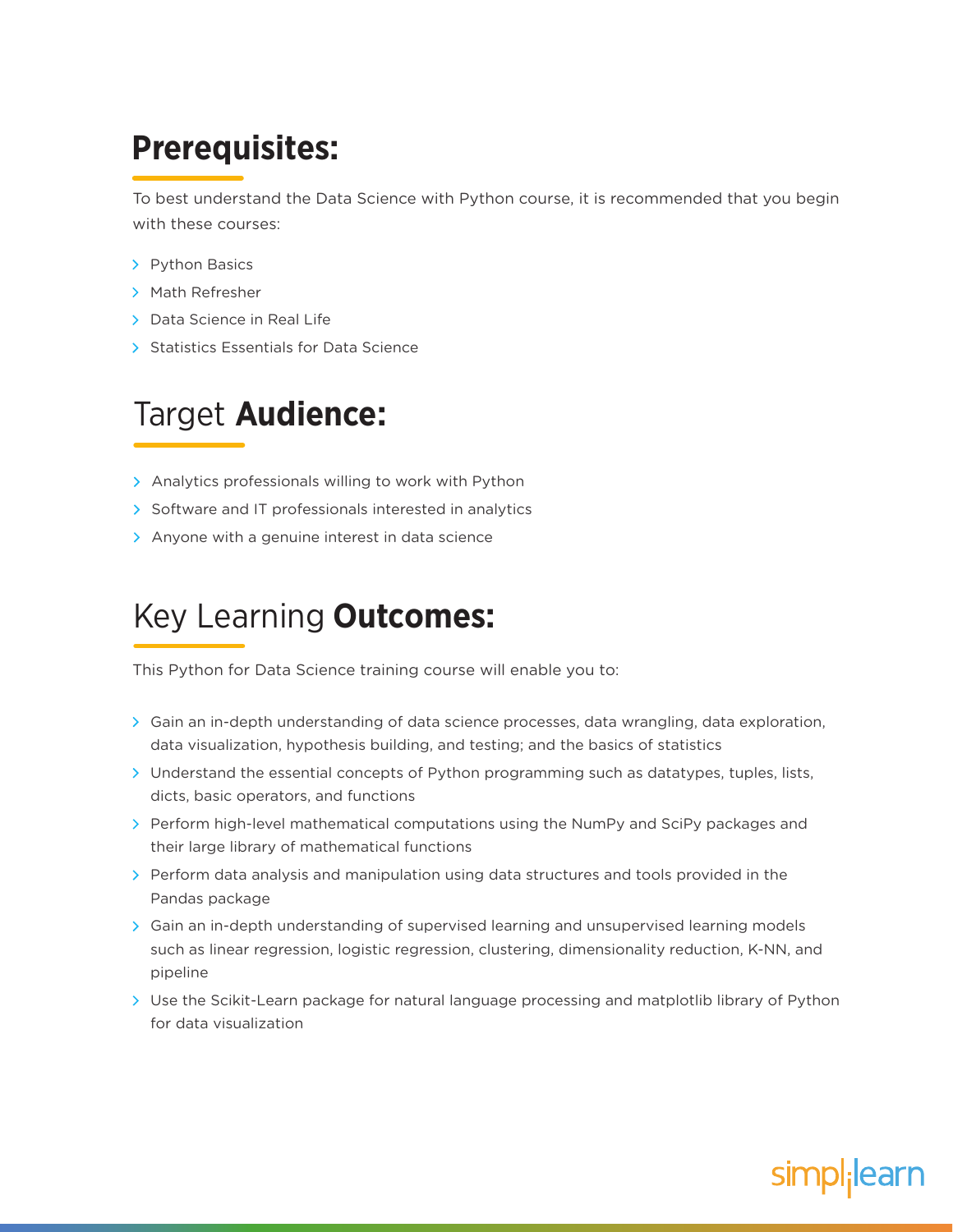## Prerequisites:

To best understand the Data Science with Python course, it is recommended that you begin with these courses:

- Python Basics
- Math Refresher
- Data Science in Real Life
- Statistics Essentials for Data Science

## Target **Audience:**

- Analytics professionals willing to work with Python
- Software and IT professionals interested in analytics
- Anyone with a genuine interest in data science

## Key Learning **Outcomes:**

This Python for Data Science training course will enable you to:

- Gain an in-depth understanding of data science processes, data wrangling, data exploration, data visualization, hypothesis building, and testing; and the basics of statistics
- Understand the essential concepts of Python programming such as datatypes, tuples, lists, dicts, basic operators, and functions
- Perform high-level mathematical computations using the NumPy and SciPy packages and their large library of mathematical functions
- Perform data analysis and manipulation using data structures and tools provided in the Pandas package
- Gain an in-depth understanding of supervised learning and unsupervised learning models such as linear regression, logistic regression, clustering, dimensionality reduction, K-NN, and pipeline
- Use the Scikit-Learn package for natural language processing and matplotlib library of Python for data visualization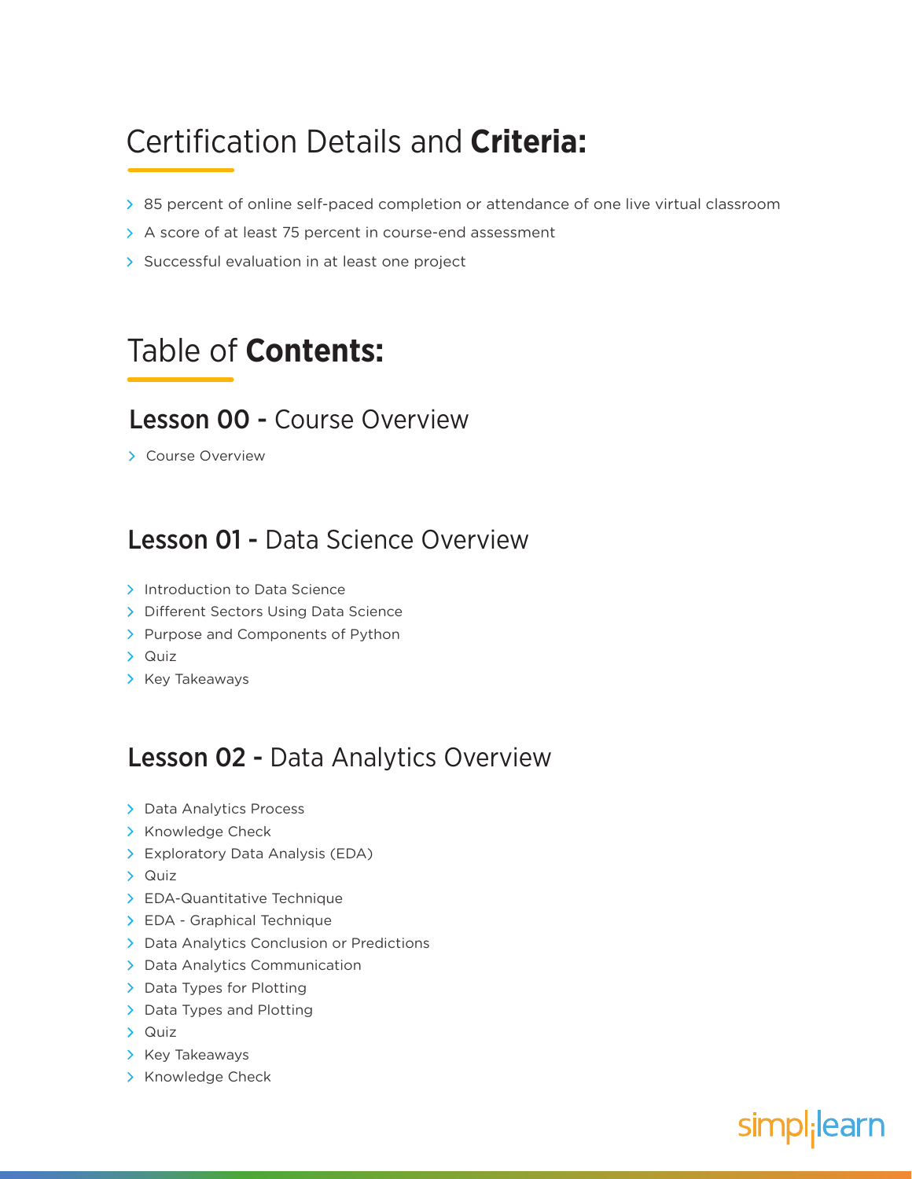## Certification Details and **Criteria:**

- 85 percent of online self-paced completion or attendance of one live virtual classroom
- A score of at least 75 percent in course-end assessment
- Successful evaluation in at least one project

## Table of **Contents:**

### **Lesson 00 -** Course Overview

- Course Overview

### **Lesson 01 -** Data Science Overview

- Introduction to Data Science
- Different Sectors Using Data Science
- Purpose and Components of Python
- Quiz
- Key Takeaways

### **Lesson 02 -** Data Analytics Overview

- Data Analytics Process
- Knowledge Check
- Exploratory Data Analysis (EDA)
- Quiz
- EDA-Quantitative Technique
- EDA - Graphical Technique
- Data Analytics Conclusion or Predictions
- Data Analytics Communication
- Data Types for Plotting
- Data Types and Plotting
- Quiz
- Key Takeaways
- Knowledge Check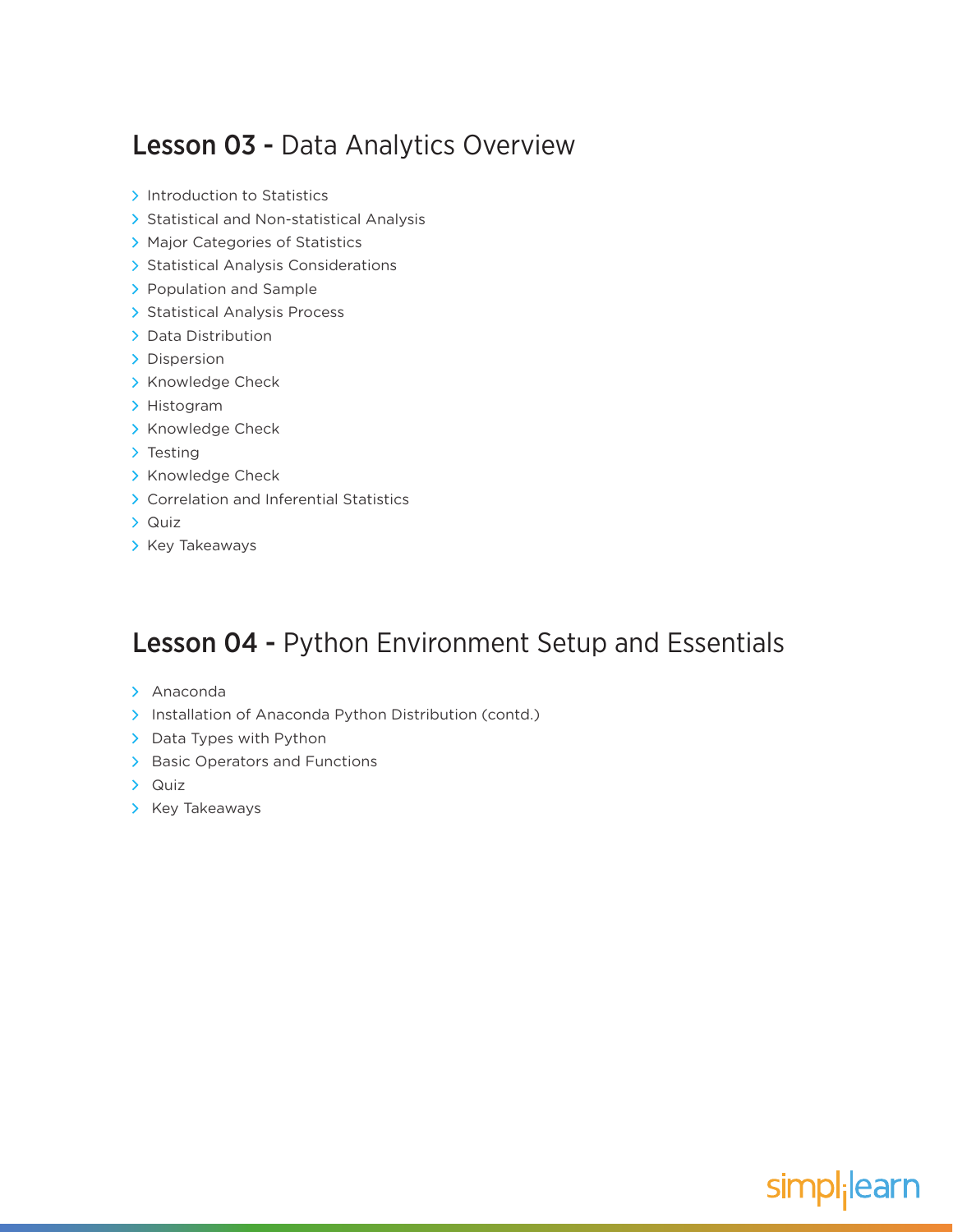## **Lesson 03 -** Data Analytics Overview

- Introduction to Statistics
- Statistical and Non-statistical Analysis
- Major Categories of Statistics
- Statistical Analysis Considerations
- Population and Sample
- Statistical Analysis Process
- Data Distribution
- Dispersion
- Knowledge Check
- Histogram
- Knowledge Check
- Testing
- Knowledge Check
- Correlation and Inferential Statistics
- Quiz
- Key Takeaways

## **Lesson 04 -** Python Environment Setup and Essentials

- Anaconda
- Installation of Anaconda Python Distribution (contd.)
- Data Types with Python
- Basic Operators and Functions
- Quiz
- Key Takeaways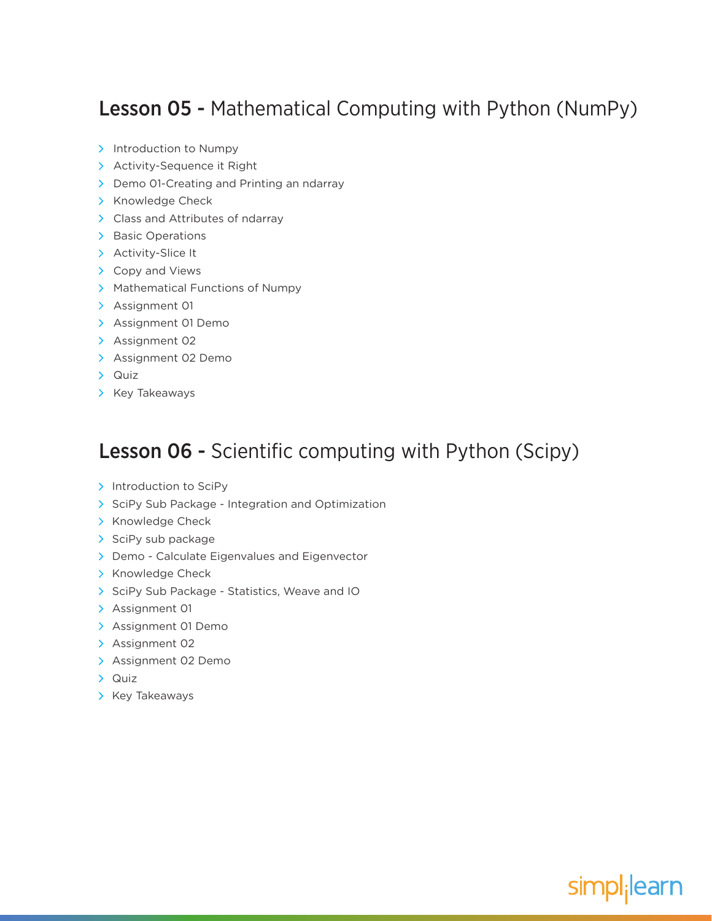## **Lesson 05 -** Mathematical Computing with Python (NumPy)

- Introduction to Numpy
- Activity-Sequence it Right
- Demo 01-Creating and Printing an ndarray
- Knowledge Check
- Class and Attributes of ndarray
- Basic Operations
- Activity-Slice It
- Copy and Views
- Mathematical Functions of Numpy
- Assignment 01
- Assignment 01 Demo
- Assignment 02
- Assignment 02 Demo
- Quiz
- Key Takeaways

## **Lesson 06 -** Scientific computing with Python (Scipy)

- Introduction to SciPy
- SciPy Sub Package - Integration and Optimization
- Knowledge Check
- SciPy sub package
- Demo - Calculate Eigenvalues and Eigenvector
- Knowledge Check
- SciPy Sub Package - Statistics, Weave and IO
- Assignment 01
- Assignment 01 Demo
- Assignment 02
- Assignment 02 Demo
- Quiz
- Key Takeaways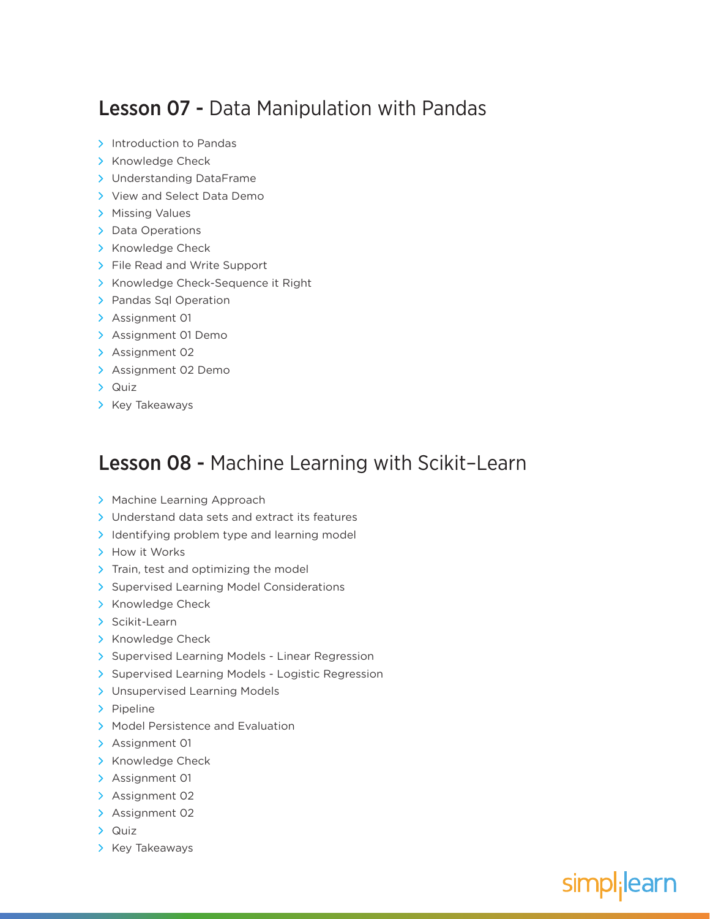## Lesson 07 - Data Manipulation with Pandas

- Introduction to Pandas
- Knowledge Check
- Understanding DataFrame
- View and Select Data Demo
- Missing Values
- Data Operations
- Knowledge Check
- File Read and Write Support
- Knowledge Check-Sequence it Right
- Pandas Sql Operation
- Assignment 01
- Assignment 01 Demo
- Assignment 02
- Assignment 02 Demo
- Quiz
- Key Takeaways

## Lesson 08 - Machine Learning with Scikit–Learn

- Machine Learning Approach
- Understand data sets and extract its features
- Identifying problem type and learning model
- How it Works
- Train, test and optimizing the model
- Supervised Learning Model Considerations
- Knowledge Check
- Scikit-Learn
- Knowledge Check
- Supervised Learning Models - Linear Regression
- Supervised Learning Models - Logistic Regression
- Unsupervised Learning Models
- Pipeline
- Model Persistence and Evaluation
- Assignment 01
- Knowledge Check
- Assignment 01
- Assignment 02
- Assignment 02
- Quiz
- Key Takeaways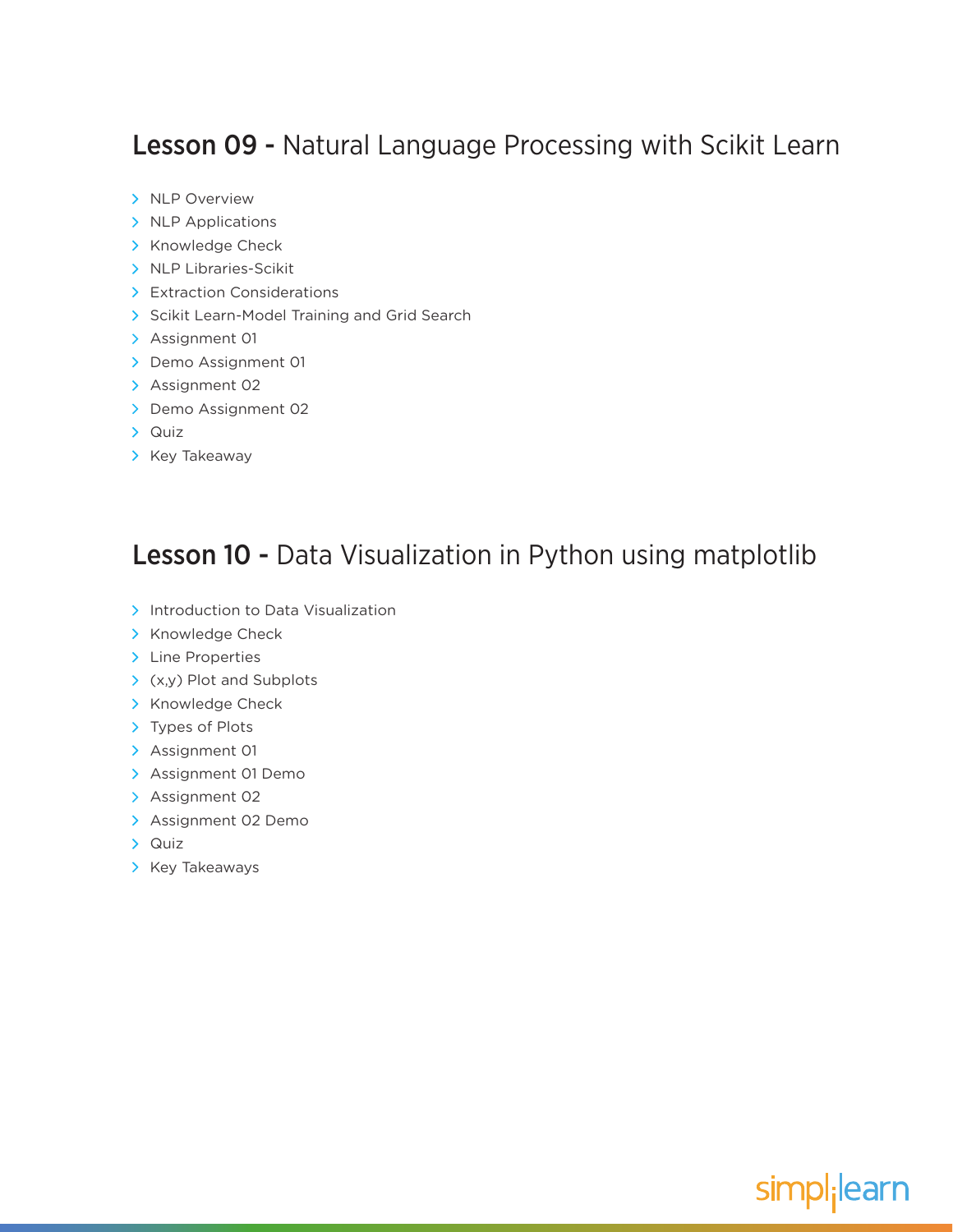## Lesson 09 - Natural Language Processing with Scikit Learn

- NLP Overview
- NLP Applications
- Knowledge Check
- NLP Libraries-Scikit
- Extraction Considerations
- Scikit Learn-Model Training and Grid Search
- Assignment 01
- Demo Assignment 01
- Assignment 02
- Demo Assignment 02
- Quiz
- Key Takeaway

## Lesson 10 - Data Visualization in Python using matplotlib

- Introduction to Data Visualization
- Knowledge Check
- Line Properties
- (x,y) Plot and Subplots
- Knowledge Check
- Types of Plots
- Assignment 01
- Assignment 01 Demo
- Assignment 02
- Assignment 02 Demo
- Quiz
- Key Takeaways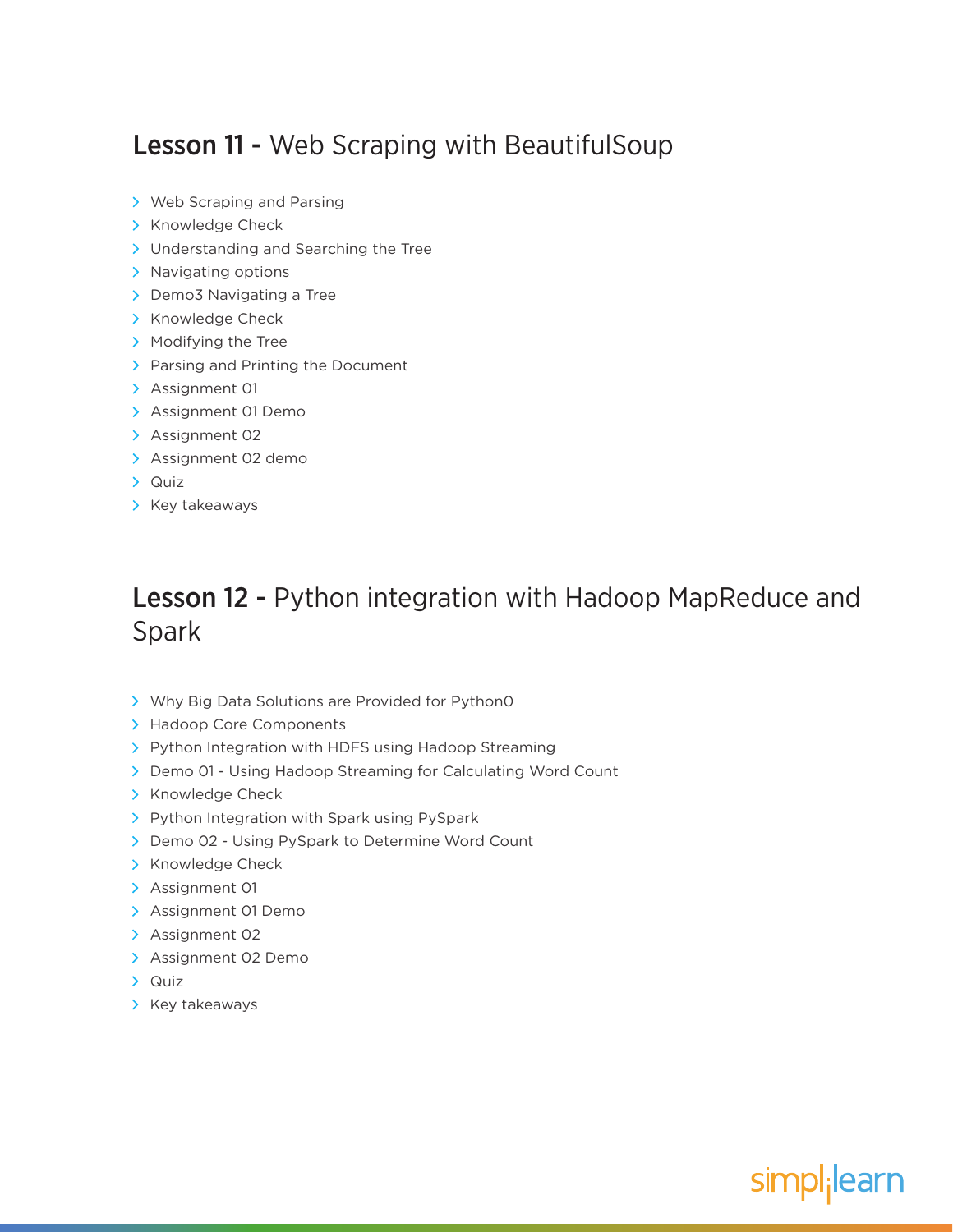## **Lesson 11 -** Web Scraping with BeautifulSoup

- Web Scraping and Parsing
- Knowledge Check
- Understanding and Searching the Tree
- Navigating options
- Demo3 Navigating a Tree
- Knowledge Check
- Modifying the Tree
- Parsing and Printing the Document
- Assignment 01
- Assignment 01 Demo
- Assignment 02
- Assignment 02 demo
- Quiz
- Key takeaways

## **Lesson 12 -** Python integration with Hadoop MapReduce and Spark

- Why Big Data Solutions are Provided for Python0
- Hadoop Core Components
- Python Integration with HDFS using Hadoop Streaming
- Demo 01 - Using Hadoop Streaming for Calculating Word Count
- Knowledge Check
- Python Integration with Spark using PySpark
- Demo 02 - Using PySpark to Determine Word Count
- Knowledge Check
- Assignment 01
- Assignment 01 Demo
- Assignment 02
- Assignment 02 Demo
- Quiz
- Key takeaways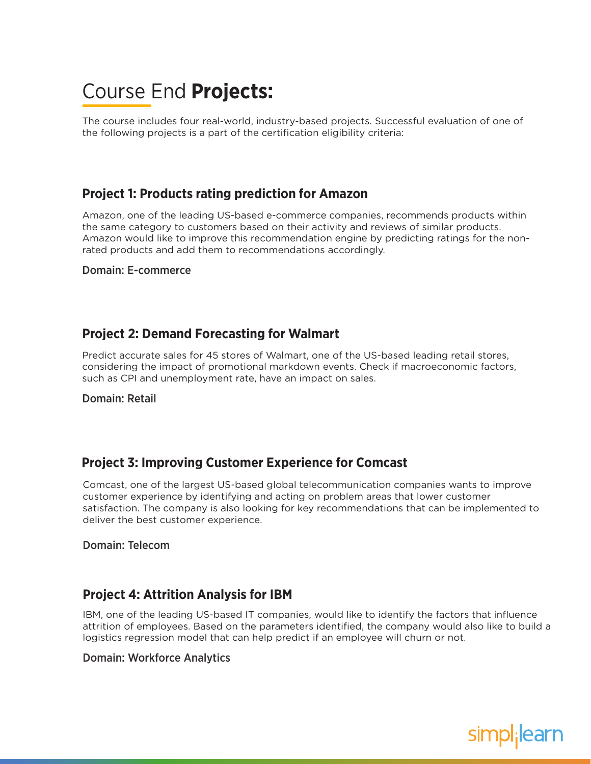# Course End **Projects:**

The course includes four real-world, industry-based projects. Successful evaluation of one of the following projects is a part of the certification eligibility criteria:

## Project 1: Products rating prediction for Amazon

Amazon, one of the leading US-based e-commerce companies, recommends products within the same category to customers based on their activity and reviews of similar products. Amazon would like to improve this recommendation engine by predicting ratings for the non-rated products and add them to recommendations accordingly.

**Domain: E-commerce**

## Project 2: Demand Forecasting for Walmart

Predict accurate sales for 45 stores of Walmart, one of the US-based leading retail stores, considering the impact of promotional markdown events. Check if macroeconomic factors, such as CPI and unemployment rate, have an impact on sales.

**Domain: Retail**

## Project 3: Improving Customer Experience for Comcast

Comcast, one of the largest US-based global telecommunication companies wants to improve customer experience by identifying and acting on problem areas that lower customer satisfaction. The company is also looking for key recommendations that can be implemented to deliver the best customer experience.

**Domain: Telecom**

## Project 4: Attrition Analysis for IBM

IBM, one of the leading US-based IT companies, would like to identify the factors that influence attrition of employees. Based on the parameters identified, the company would also like to build a logistics regression model that can help predict if an employee will churn or not.

**Domain: Workforce Analytics**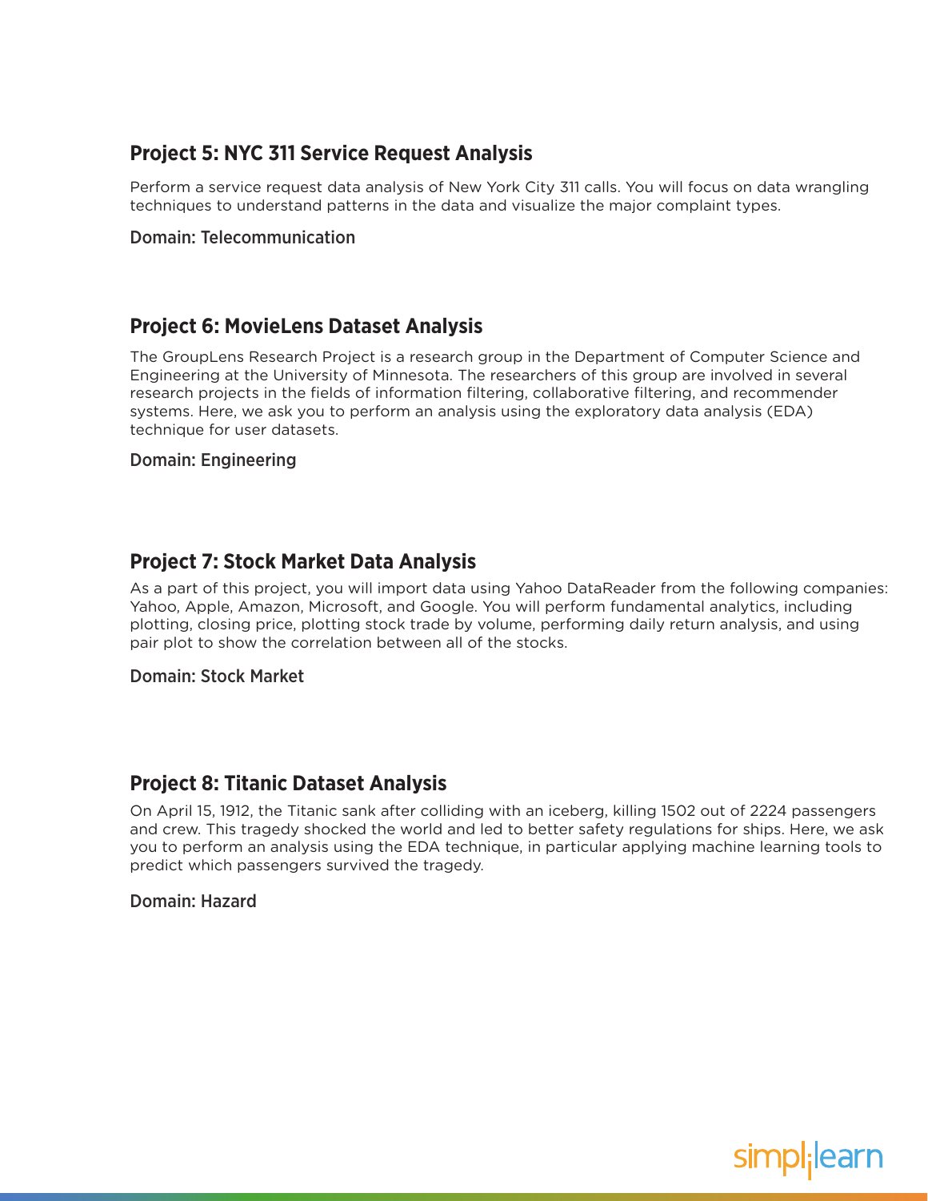## Project 5: NYC 311 Service Request Analysis

Perform a service request data analysis of New York City 311 calls. You will focus on data wrangling techniques to understand patterns in the data and visualize the major complaint types.

Domain: Telecommunication

## Project 6: MovieLens Dataset Analysis

The GroupLens Research Project is a research group in the Department of Computer Science and Engineering at the University of Minnesota. The researchers of this group are involved in several research projects in the fields of information filtering, collaborative filtering, and recommender systems. Here, we ask you to perform an analysis using the exploratory data analysis (EDA) technique for user datasets.

Domain: Engineering

## Project 7: Stock Market Data Analysis

As a part of this project, you will import data using Yahoo DataReader from the following companies: Yahoo, Apple, Amazon, Microsoft, and Google. You will perform fundamental analytics, including plotting, closing price, plotting stock trade by volume, performing daily return analysis, and using pair plot to show the correlation between all of the stocks.

Domain: Stock Market

## Project 8: Titanic Dataset Analysis

On April 15, 1912, the Titanic sank after colliding with an iceberg, killing 1502 out of 2224 passengers and crew. This tragedy shocked the world and led to better safety regulations for ships. Here, we ask you to perform an analysis using the EDA technique, in particular applying machine learning tools to predict which passengers survived the tragedy.

Domain: Hazard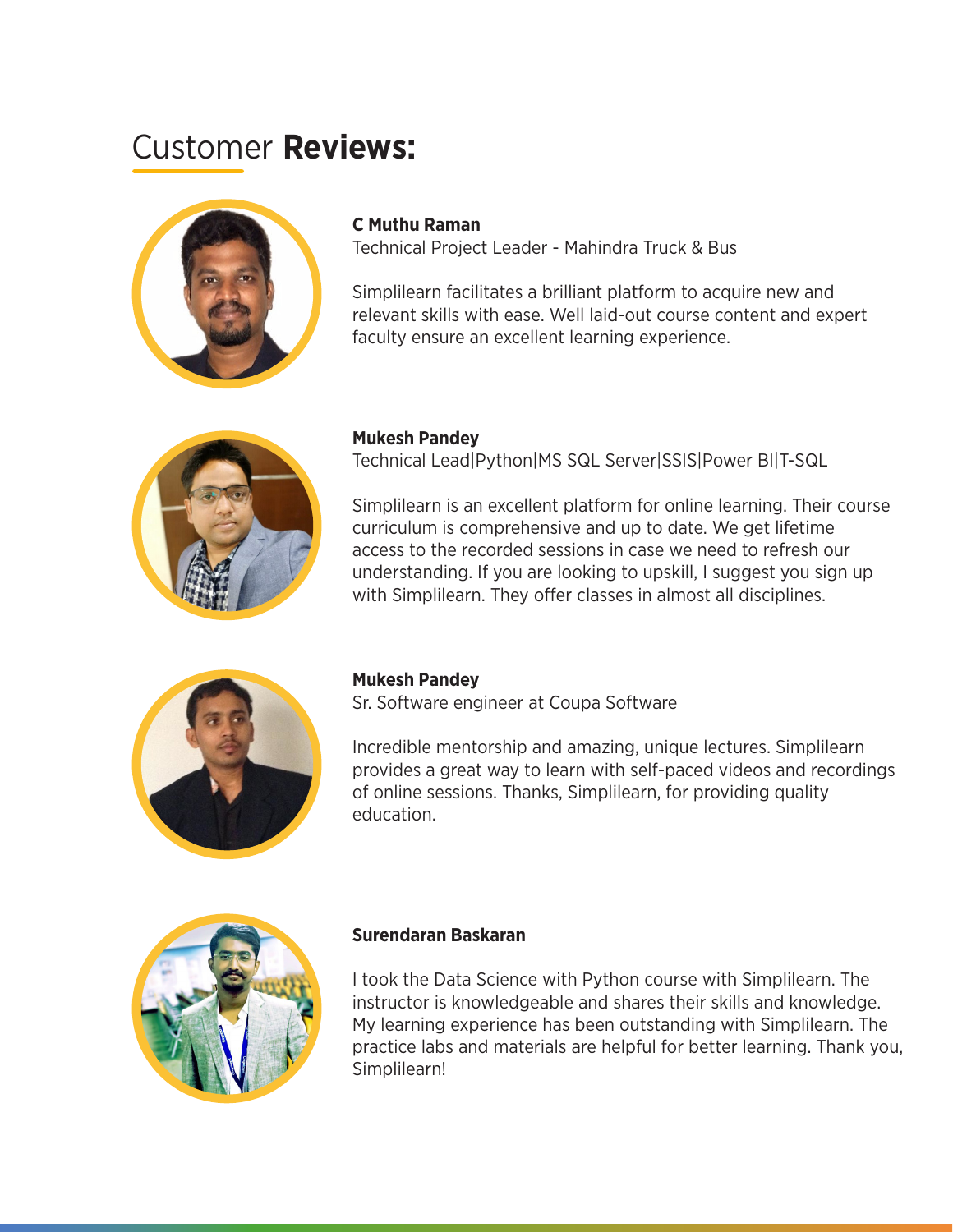# Customer **Reviews:**

**C Muthu Raman**
Technical Project Leader - Mahindra Truck & Bus

Simplilearn facilitates a brilliant platform to acquire new and relevant skills with ease. Well laid-out course content and expert faculty ensure an excellent learning experience.

**Mukesh Pandey**
Technical Lead|Python|MS SQL Server|SSIS|Power BI|T-SQL

Simplilearn is an excellent platform for online learning. Their course curriculum is comprehensive and up to date. We get lifetime access to the recorded sessions in case we need to refresh our understanding. If you are looking to upskill, I suggest you sign up with Simplilearn. They offer classes in almost all disciplines.

**Mukesh Pandey**
Sr. Software engineer at Coupa Software

Incredible mentorship and amazing, unique lectures. Simplilearn provides a great way to learn with self-paced videos and recordings of online sessions. Thanks, Simplilearn, for providing quality education.

**Surendaran Baskaran**

I took the Data Science with Python course with Simplilearn. The instructor is knowledgeable and shares their skills and knowledge. My learning experience has been outstanding with Simplilearn. The practice labs and materials are helpful for better learning. Thank you, Simplilearn!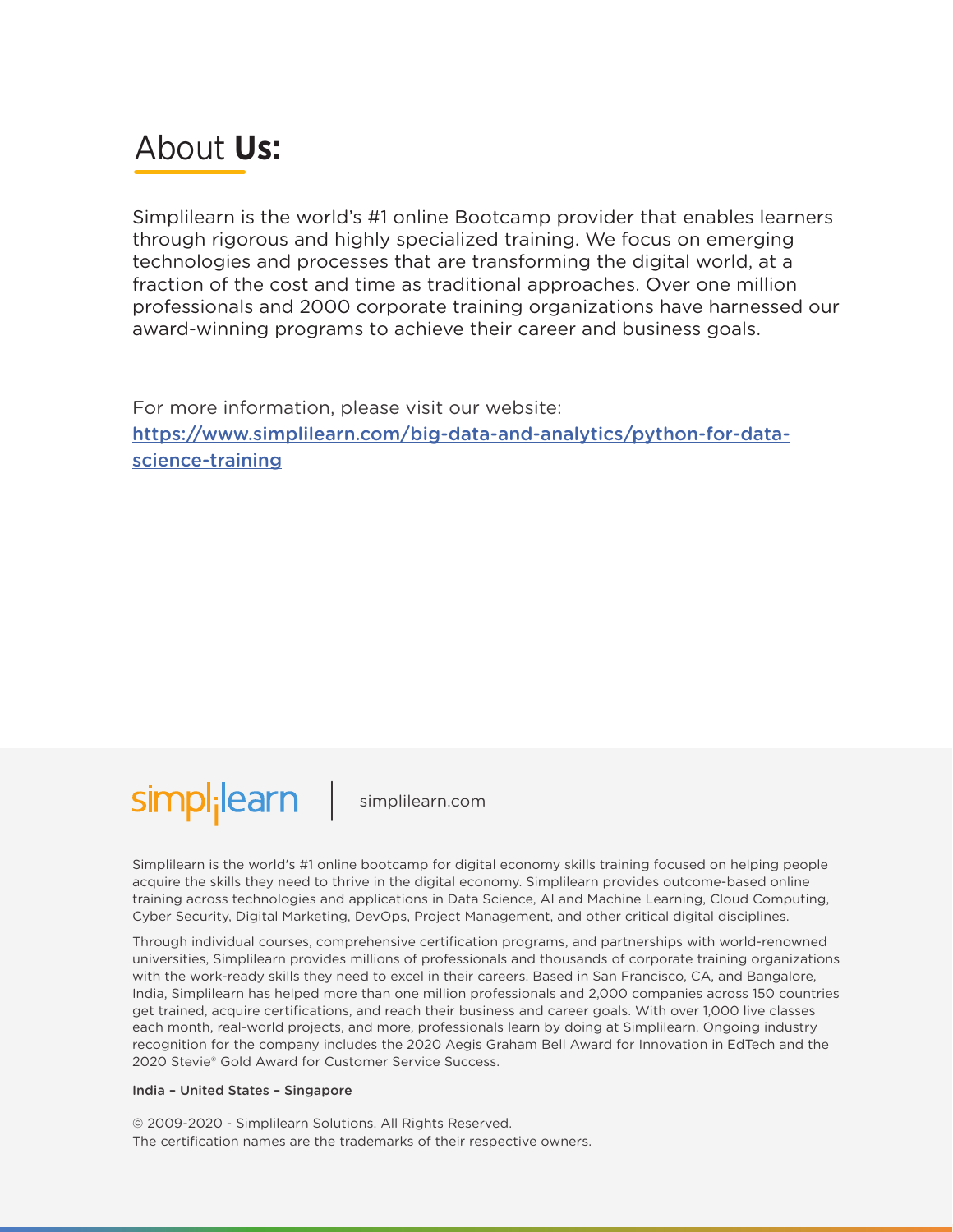# About **Us:**

Simplilearn is the world's #1 online Bootcamp provider that enables learners through rigorous and highly specialized training. We focus on emerging technologies and processes that are transforming the digital world, at a fraction of the cost and time as traditional approaches. Over one million professionals and 2000 corporate training organizations have harnessed our award-winning programs to achieve their career and business goals.

For more information, please visit our website:
[https://www.simplilearn.com/big-data-and-analytics/python-for-data-science-training](https://www.simplilearn.com/big-data-and-analytics/python-for-data-science-training)

simplilearn | simplilearn.com

Simplilearn is the world's #1 online bootcamp for digital economy skills training focused on helping people acquire the skills they need to thrive in the digital economy. Simplilearn provides outcome-based online training across technologies and applications in Data Science, AI and Machine Learning, Cloud Computing, Cyber Security, Digital Marketing, DevOps, Project Management, and other critical digital disciplines.

Through individual courses, comprehensive certification programs, and partnerships with world-renowned universities, Simplilearn provides millions of professionals and thousands of corporate training organizations with the work-ready skills they need to excel in their careers. Based in San Francisco, CA, and Bangalore, India, Simplilearn has helped more than one million professionals and 2,000 companies across 150 countries get trained, acquire certifications, and reach their business and career goals. With over 1,000 live classes each month, real-world projects, and more, professionals learn by doing at Simplilearn. Ongoing industry recognition for the company includes the 2020 Aegis Graham Bell Award for Innovation in EdTech and the 2020 Stevie® Gold Award for Customer Service Success.

**India – United States – Singapore**

© 2009-2020 - Simplilearn Solutions. All Rights Reserved.
The certification names are the trademarks of their respective owners.